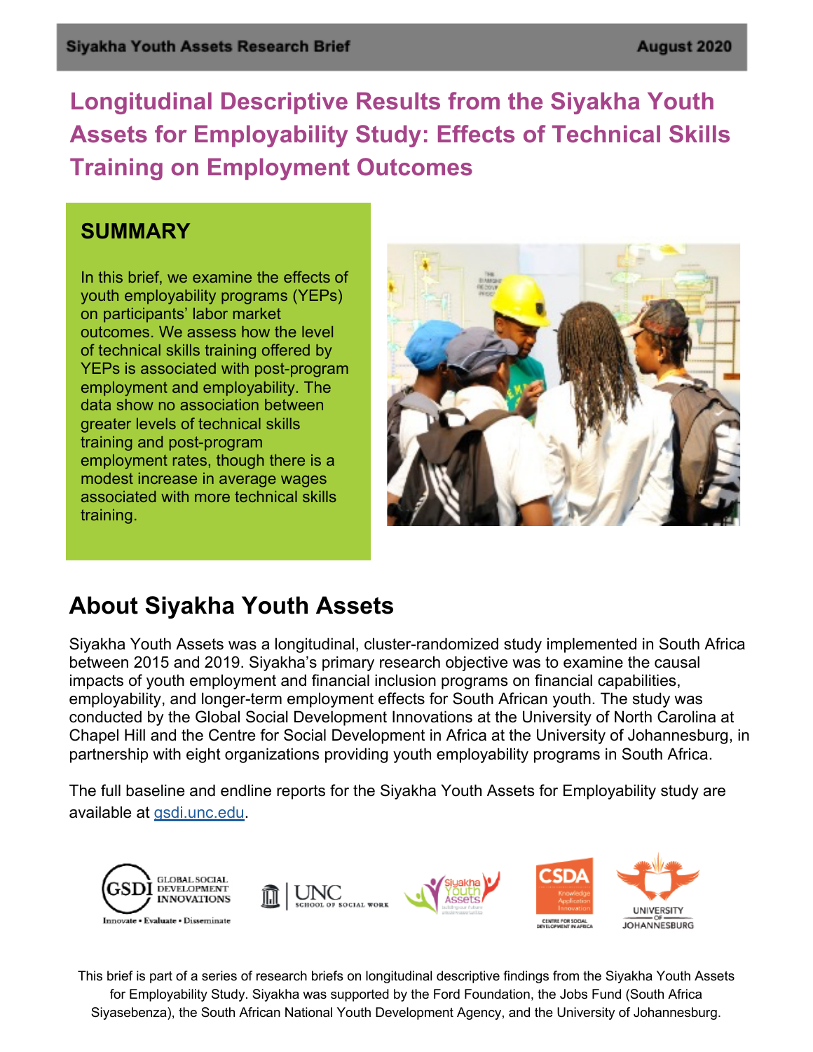Siyakha Youth Assets Research Brief August 2020

# Longitudinal Descriptive Results from the Siyakha Youth Assets for Employability Study: Effects of Technical Skills Training on Employment Outcomes

## SUMMARY

In this brief, we examine the effects of youth employability programs (YEPs) on participants' labor market outcomes. We assess how the level of technical skills training offered by YEPs is associated with post-program employment and employability. The data show no association between greater levels of technical skills training and post-program employment rates, though there is a modest increase in average wages associated with more technical skills training.

## About Siyakha Youth Assets

Siyakha Youth Assets was a longitudinal, cluster-randomized study implemented in South Africa between 2015 and 2019. Siyakha's primary research objective was to examine the causal impacts of youth employment and financial inclusion programs on financial capabilities, employability, and longer-term employment effects for South African youth. The study was conducted by the Global Social Development Innovations at the University of North Carolina at Chapel Hill and the Centre for Social Development in Africa at the University of Johannesburg, in partnership with eight organizations providing youth employability programs in South Africa.

The full baseline and endline reports for the Siyakha Youth Assets for Employability study are available at gsdi.unc.edu.

This brief is part of a series of research briefs on longitudinal descriptive findings from the Siyakha Youth Assets for Employability Study. Siyakha was supported by the Ford Foundation, the Jobs Fund (South Africa Siyasebenza), the South African National Youth Development Agency, and the University of Johannesburg.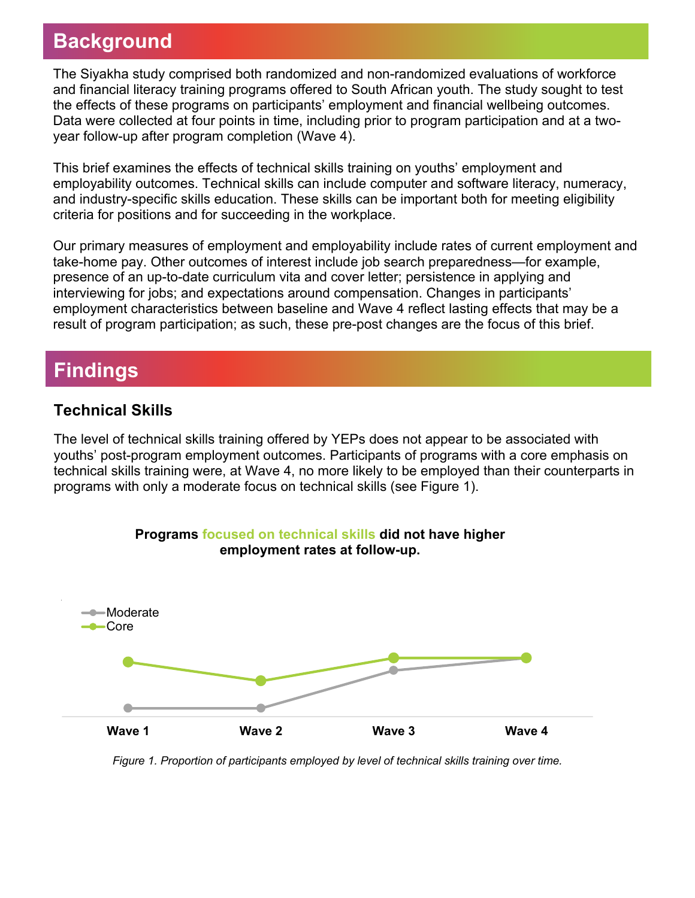## Background

The Siyakha study comprised both randomized and non-randomized evaluations of workforce and financial literacy training programs offered to South African youth. The study sought to test the effects of these programs on participants' employment and financial wellbeing outcomes. Data were collected at four points in time, including prior to program participation and at a two-year follow-up after program completion (Wave 4).

This brief examines the effects of technical skills training on youths' employment and employability outcomes. Technical skills can include computer and software literacy, numeracy, and industry-specific skills education. These skills can be important both for meeting eligibility criteria for positions and for succeeding in the workplace.

Our primary measures of employment and employability include rates of current employment and take-home pay. Other outcomes of interest include job search preparedness—for example, presence of an up-to-date curriculum vita and cover letter; persistence in applying and interviewing for jobs; and expectations around compensation. Changes in participants' employment characteristics between baseline and Wave 4 reflect lasting effects that may be a result of program participation; as such, these pre-post changes are the focus of this brief.

## Findings

### Technical Skills

The level of technical skills training offered by YEPs does not appear to be associated with youths' post-program employment outcomes. Participants of programs with a core emphasis on technical skills training were, at Wave 4, no more likely to be employed than their counterparts in programs with only a moderate focus on technical skills (see Figure 1).

**Programs focused on technical skills did not have higher employment rates at follow-up.**

Moderate
Core

Wave 1 | Wave 2 | Wave 3 | Wave 4

*Figure 1. Proportion of participants employed by level of technical skills training over time.*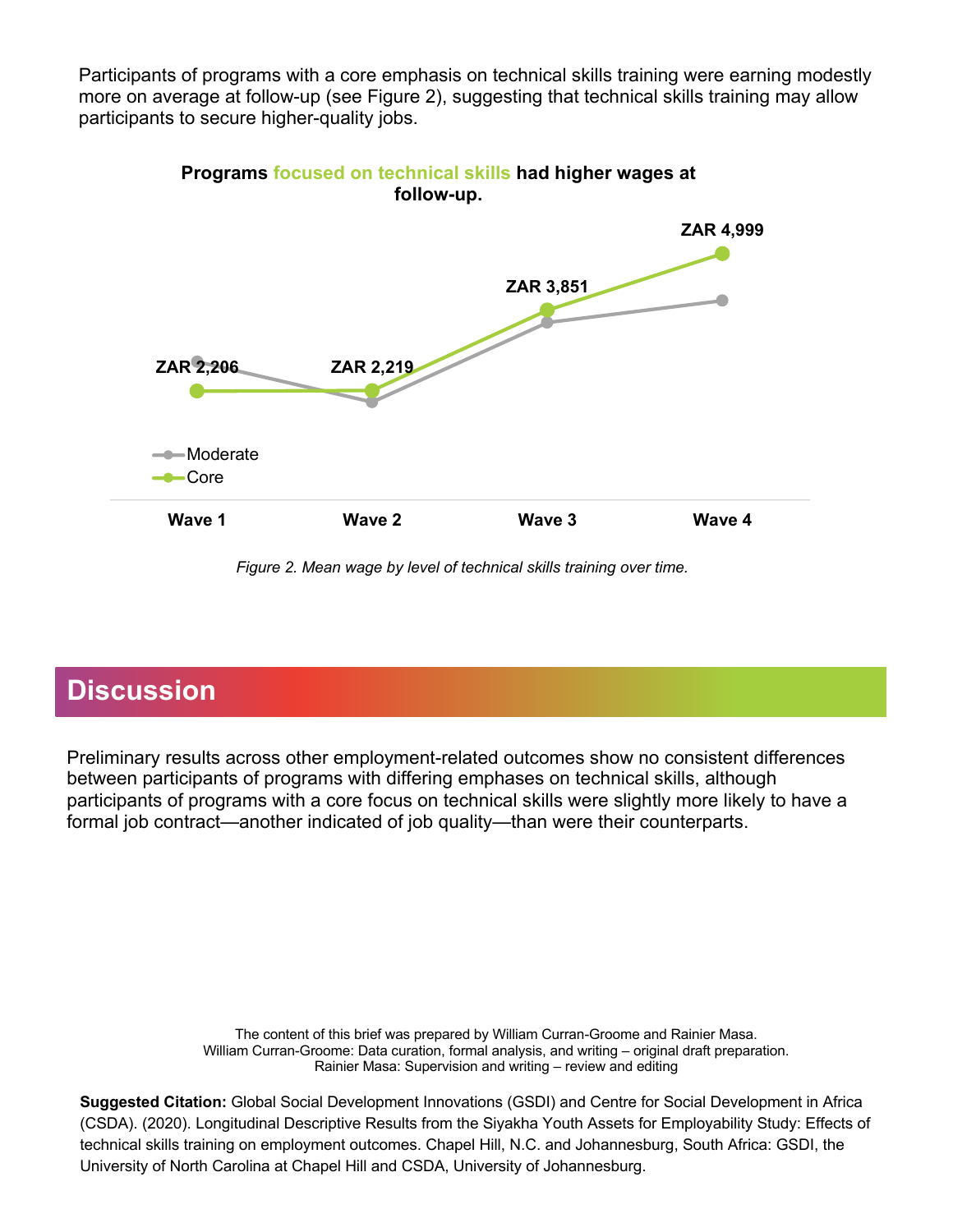Participants of programs with a core emphasis on technical skills training were earning modestly more on average at follow-up (see Figure 2), suggesting that technical skills training may allow participants to secure higher-quality jobs.

**Programs focused on technical skills had higher wages at follow-up.**

ZAR 2,206

ZAR 2,219

ZAR 3,851

ZAR 4,999

Moderate

Core

Wave 1

Wave 2

Wave 3

Wave 4

*Figure 2. Mean wage by level of technical skills training over time.*

## Discussion

Preliminary results across other employment-related outcomes show no consistent differences between participants of programs with differing emphases on technical skills, although participants of programs with a core focus on technical skills were slightly more likely to have a formal job contract—another indicated of job quality—than were their counterparts.

The content of this brief was prepared by William Curran-Groome and Rainier Masa.
William Curran-Groome: Data curation, formal analysis, and writing – original draft preparation.
Rainier Masa: Supervision and writing – review and editing

**Suggested Citation:** Global Social Development Innovations (GSDI) and Centre for Social Development in Africa (CSDA). (2020). Longitudinal Descriptive Results from the Siyakha Youth Assets for Employability Study: Effects of technical skills training on employment outcomes. Chapel Hill, N.C. and Johannesburg, South Africa: GSDI, the University of North Carolina at Chapel Hill and CSDA, University of Johannesburg.